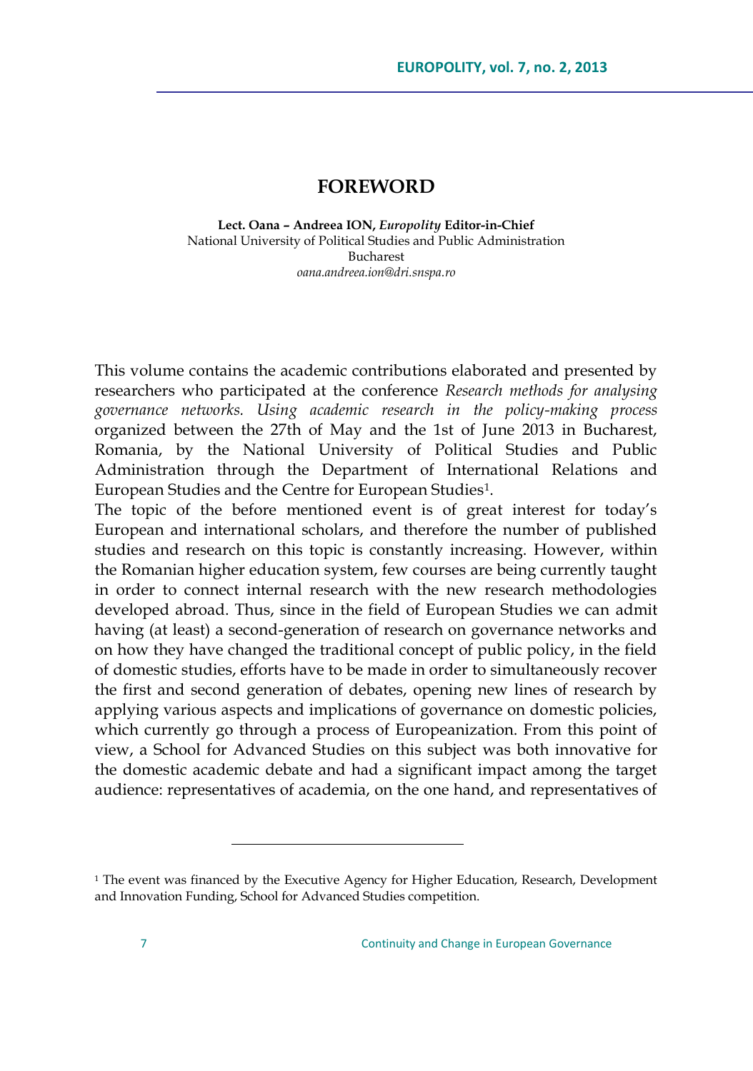# FOREWORD

**Lect. Oana – Andreea ION, *Europolity* Editor-in-Chief**
National University of Political Studies and Public Administration
Bucharest
*oana.andreea.ion@dri.snspa.ro*

This volume contains the academic contributions elaborated and presented by researchers who participated at the conference *Research methods for analysing governance networks. Using academic research in the policy-making process* organized between the 27th of May and the 1st of June 2013 in Bucharest, Romania, by the National University of Political Studies and Public Administration through the Department of International Relations and European Studies and the Centre for European Studies[1].

The topic of the before mentioned event is of great interest for today's European and international scholars, and therefore the number of published studies and research on this topic is constantly increasing. However, within the Romanian higher education system, few courses are being currently taught in order to connect internal research with the new research methodologies developed abroad. Thus, since in the field of European Studies we can admit having (at least) a second-generation of research on governance networks and on how they have changed the traditional concept of public policy, in the field of domestic studies, efforts have to be made in order to simultaneously recover the first and second generation of debates, opening new lines of research by applying various aspects and implications of governance on domestic policies, which currently go through a process of Europeanization. From this point of view, a School for Advanced Studies on this subject was both innovative for the domestic academic debate and had a significant impact among the target audience: representatives of academia, on the one hand, and representatives of

---

[1] The event was financed by the Executive Agency for Higher Education, Research, Development and Innovation Funding, School for Advanced Studies competition.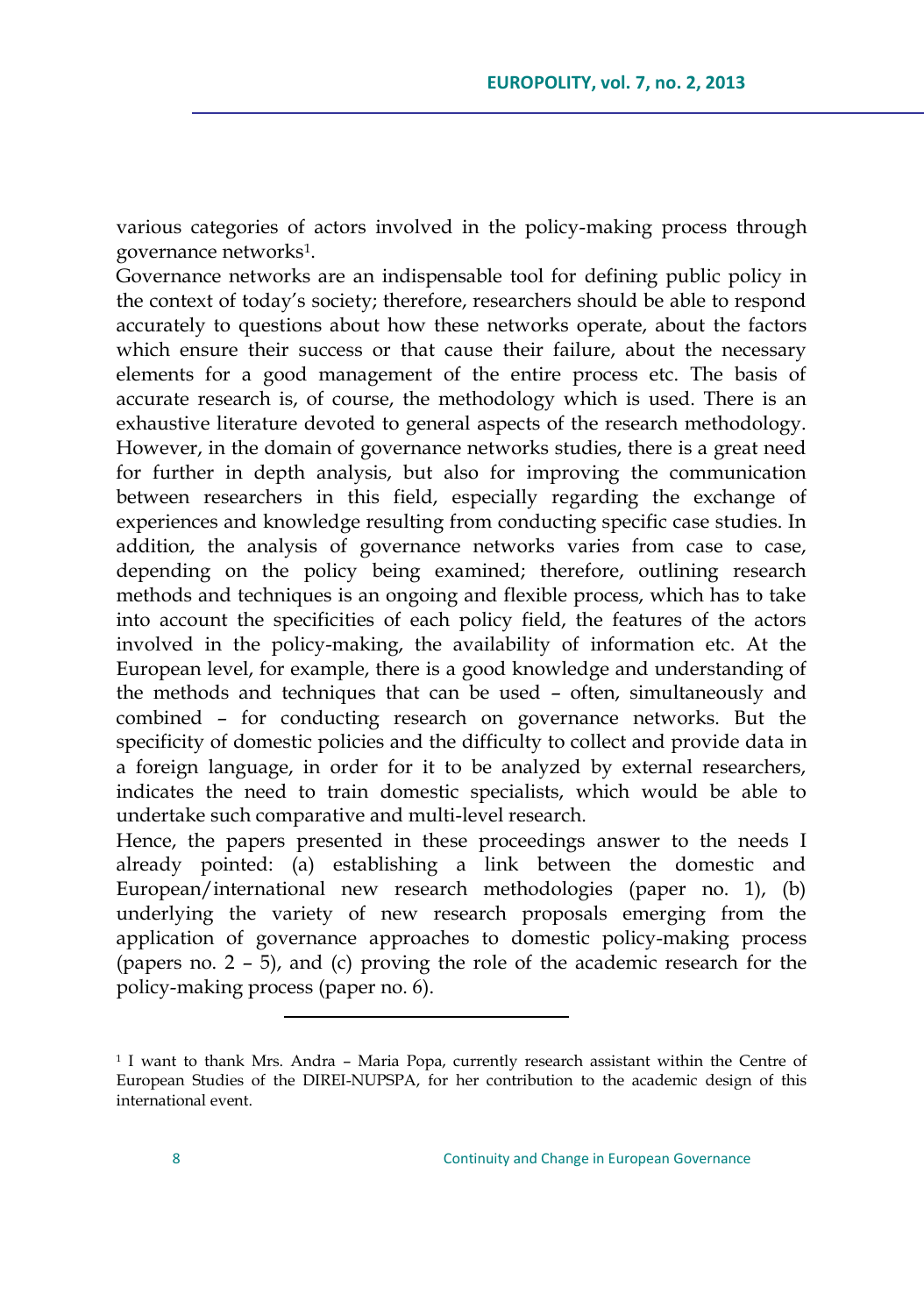various categories of actors involved in the policy-making process through governance networks[1].

Governance networks are an indispensable tool for defining public policy in the context of today's society; therefore, researchers should be able to respond accurately to questions about how these networks operate, about the factors which ensure their success or that cause their failure, about the necessary elements for a good management of the entire process etc. The basis of accurate research is, of course, the methodology which is used. There is an exhaustive literature devoted to general aspects of the research methodology. However, in the domain of governance networks studies, there is a great need for further in depth analysis, but also for improving the communication between researchers in this field, especially regarding the exchange of experiences and knowledge resulting from conducting specific case studies. In addition, the analysis of governance networks varies from case to case, depending on the policy being examined; therefore, outlining research methods and techniques is an ongoing and flexible process, which has to take into account the specificities of each policy field, the features of the actors involved in the policy-making, the availability of information etc. At the European level, for example, there is a good knowledge and understanding of the methods and techniques that can be used – often, simultaneously and combined – for conducting research on governance networks. But the specificity of domestic policies and the difficulty to collect and provide data in a foreign language, in order for it to be analyzed by external researchers, indicates the need to train domestic specialists, which would be able to undertake such comparative and multi-level research.

Hence, the papers presented in these proceedings answer to the needs I already pointed: (a) establishing a link between the domestic and European/international new research methodologies (paper no. 1), (b) underlying the variety of new research proposals emerging from the application of governance approaches to domestic policy-making process (papers no. 2 – 5), and (c) proving the role of the academic research for the policy-making process (paper no. 6).

---

[1] I want to thank Mrs. Andra – Maria Popa, currently research assistant within the Centre of European Studies of the DIREI-NUPSPA, for her contribution to the academic design of this international event.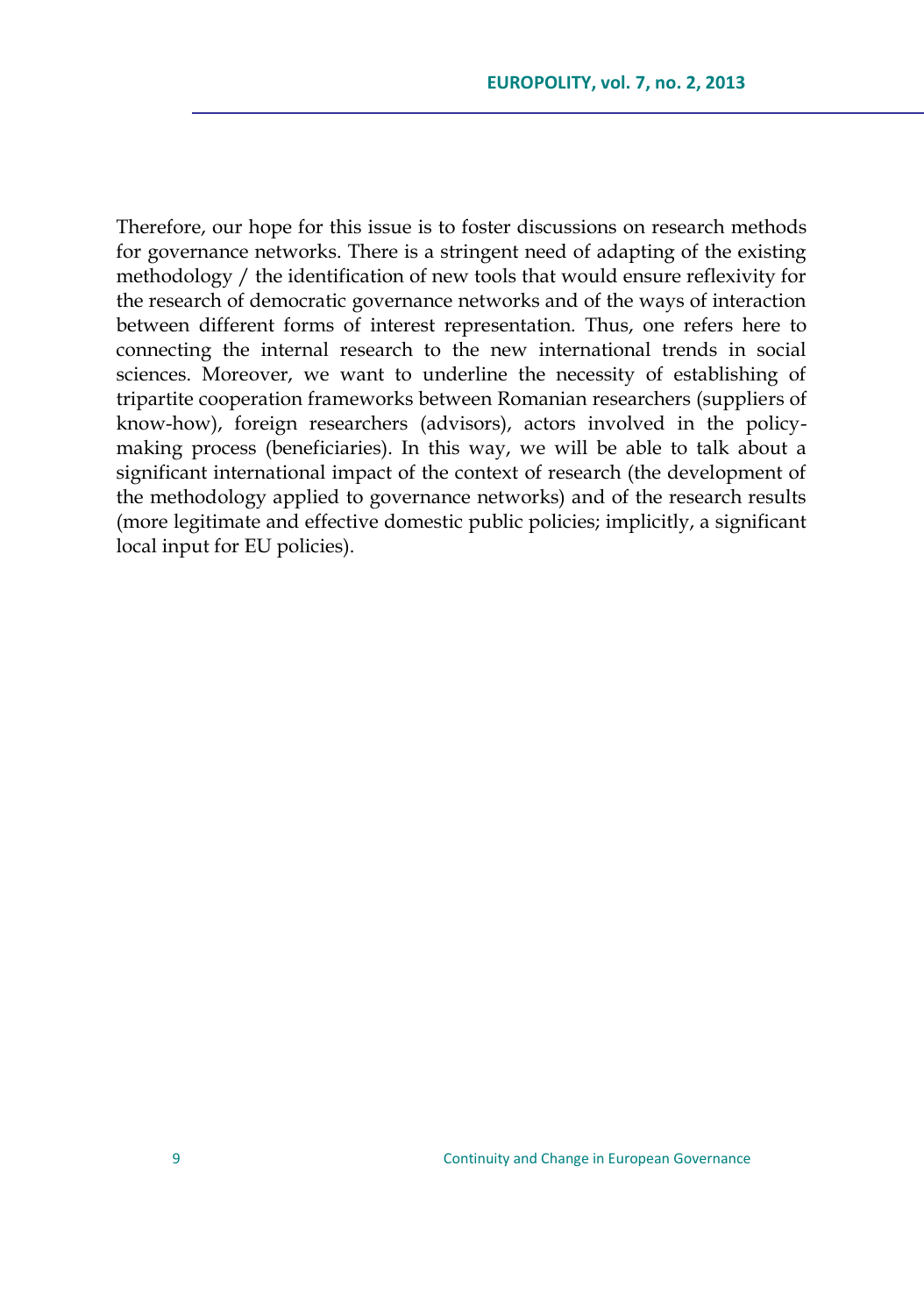Therefore, our hope for this issue is to foster discussions on research methods for governance networks. There is a stringent need of adapting of the existing methodology / the identification of new tools that would ensure reflexivity for the research of democratic governance networks and of the ways of interaction between different forms of interest representation. Thus, one refers here to connecting the internal research to the new international trends in social sciences. Moreover, we want to underline the necessity of establishing of tripartite cooperation frameworks between Romanian researchers (suppliers of know-how), foreign researchers (advisors), actors involved in the policy-making process (beneficiaries). In this way, we will be able to talk about a significant international impact of the context of research (the development of the methodology applied to governance networks) and of the research results (more legitimate and effective domestic public policies; implicitly, a significant local input for EU policies).